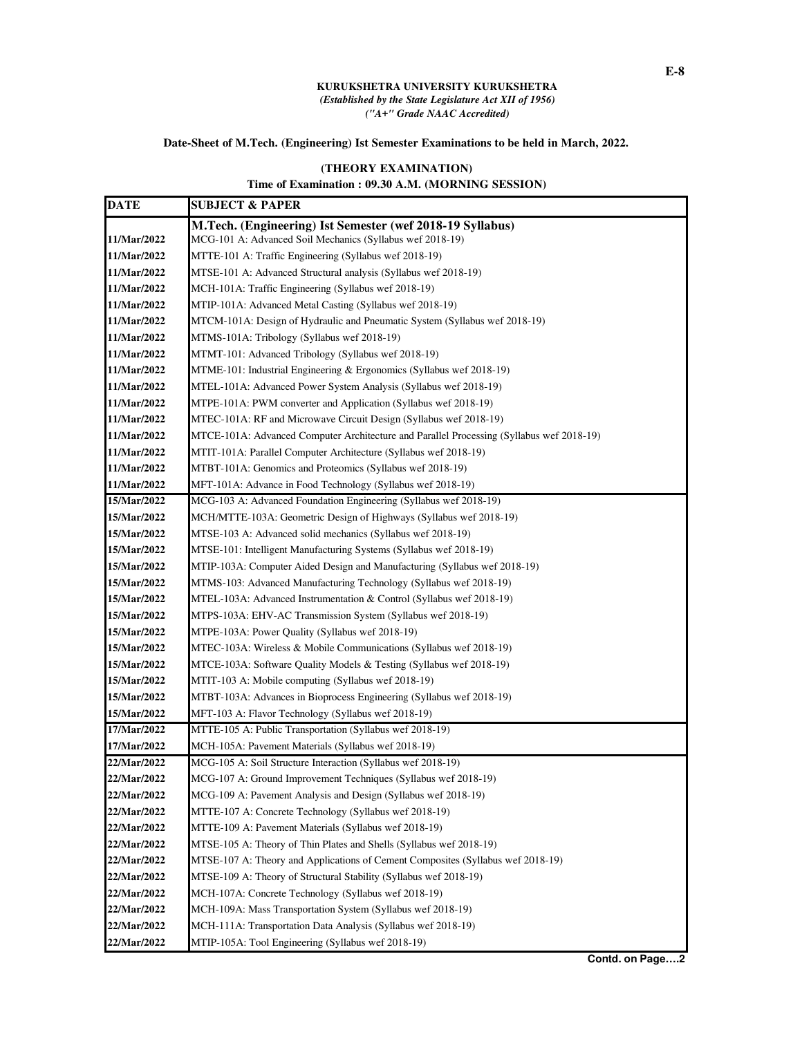E-8

**KURUKSHETRA UNIVERSITY KURUKSHETRA**

*(Established by the State Legislature Act XII of 1956)*

*("A+" Grade NAAC Accredited)*

**Date-Sheet of M.Tech. (Engineering) Ist Semester Examinations to be held in March, 2022.**

**(THEORY EXAMINATION)**

**Time of Examination : 09.30 A.M. (MORNING SESSION)**

| DATE | SUBJECT & PAPER |
|---|---|
| | **M.Tech. (Engineering) Ist Semester (wef 2018-19 Syllabus)** |
| 11/Mar/2022 | MCG-101 A: Advanced Soil Mechanics (Syllabus wef 2018-19) |
| 11/Mar/2022 | MTTE-101 A: Traffic Engineering (Syllabus wef 2018-19) |
| 11/Mar/2022 | MTSE-101 A: Advanced Structural analysis (Syllabus wef 2018-19) |
| 11/Mar/2022 | MCH-101A: Traffic Engineering (Syllabus wef 2018-19) |
| 11/Mar/2022 | MTIP-101A: Advanced Metal Casting (Syllabus wef 2018-19) |
| 11/Mar/2022 | MTCM-101A: Design of Hydraulic and Pneumatic System (Syllabus wef 2018-19) |
| 11/Mar/2022 | MTMS-101A: Tribology (Syllabus wef 2018-19) |
| 11/Mar/2022 | MTMT-101: Advanced Tribology (Syllabus wef 2018-19) |
| 11/Mar/2022 | MTME-101: Industrial Engineering & Ergonomics (Syllabus wef 2018-19) |
| 11/Mar/2022 | MTEL-101A: Advanced Power System Analysis (Syllabus wef 2018-19) |
| 11/Mar/2022 | MTPE-101A: PWM converter and Application (Syllabus wef 2018-19) |
| 11/Mar/2022 | MTEC-101A: RF and Microwave Circuit Design (Syllabus wef 2018-19) |
| 11/Mar/2022 | MTCE-101A: Advanced Computer Architecture and Parallel Processing (Syllabus wef 2018-19) |
| 11/Mar/2022 | MTIT-101A: Parallel Computer Architecture (Syllabus wef 2018-19) |
| 11/Mar/2022 | MTBT-101A: Genomics and Proteomics (Syllabus wef 2018-19) |
| 11/Mar/2022 | MFT-101A: Advance in Food Technology (Syllabus wef 2018-19) |
| 15/Mar/2022 | MCG-103 A: Advanced Foundation Engineering (Syllabus wef 2018-19) |
| 15/Mar/2022 | MCH/MTTE-103A: Geometric Design of Highways (Syllabus wef 2018-19) |
| 15/Mar/2022 | MTSE-103 A: Advanced solid mechanics (Syllabus wef 2018-19) |
| 15/Mar/2022 | MTSE-101: Intelligent Manufacturing Systems (Syllabus wef 2018-19) |
| 15/Mar/2022 | MTIP-103A: Computer Aided Design and Manufacturing (Syllabus wef 2018-19) |
| 15/Mar/2022 | MTMS-103: Advanced Manufacturing Technology (Syllabus wef 2018-19) |
| 15/Mar/2022 | MTEL-103A: Advanced Instrumentation & Control (Syllabus wef 2018-19) |
| 15/Mar/2022 | MTPS-103A: EHV-AC Transmission System (Syllabus wef 2018-19) |
| 15/Mar/2022 | MTPE-103A: Power Quality (Syllabus wef 2018-19) |
| 15/Mar/2022 | MTEC-103A: Wireless & Mobile Communications (Syllabus wef 2018-19) |
| 15/Mar/2022 | MTCE-103A: Software Quality Models & Testing (Syllabus wef 2018-19) |
| 15/Mar/2022 | MTIT-103 A: Mobile computing (Syllabus wef 2018-19) |
| 15/Mar/2022 | MTBT-103A: Advances in Bioprocess Engineering (Syllabus wef 2018-19) |
| 15/Mar/2022 | MFT-103 A: Flavor Technology (Syllabus wef 2018-19) |
| 17/Mar/2022 | MTTE-105 A: Public Transportation (Syllabus wef 2018-19) |
| 17/Mar/2022 | MCH-105A: Pavement Materials (Syllabus wef 2018-19) |
| 22/Mar/2022 | MCG-105 A: Soil Structure Interaction (Syllabus wef 2018-19) |
| 22/Mar/2022 | MCG-107 A: Ground Improvement Techniques (Syllabus wef 2018-19) |
| 22/Mar/2022 | MCG-109 A: Pavement Analysis and Design (Syllabus wef 2018-19) |
| 22/Mar/2022 | MTTE-107 A: Concrete Technology (Syllabus wef 2018-19) |
| 22/Mar/2022 | MTTE-109 A: Pavement Materials (Syllabus wef 2018-19) |
| 22/Mar/2022 | MTSE-105 A: Theory of Thin Plates and Shells (Syllabus wef 2018-19) |
| 22/Mar/2022 | MTSE-107 A: Theory and Applications of Cement Composites (Syllabus wef 2018-19) |
| 22/Mar/2022 | MTSE-109 A: Theory of Structural Stability (Syllabus wef 2018-19) |
| 22/Mar/2022 | MCH-107A: Concrete Technology (Syllabus wef 2018-19) |
| 22/Mar/2022 | MCH-109A: Mass Transportation System (Syllabus wef 2018-19) |
| 22/Mar/2022 | MCH-111A: Transportation Data Analysis (Syllabus wef 2018-19) |
| 22/Mar/2022 | MTIP-105A: Tool Engineering (Syllabus wef 2018-19) |

**Contd. on Page….2**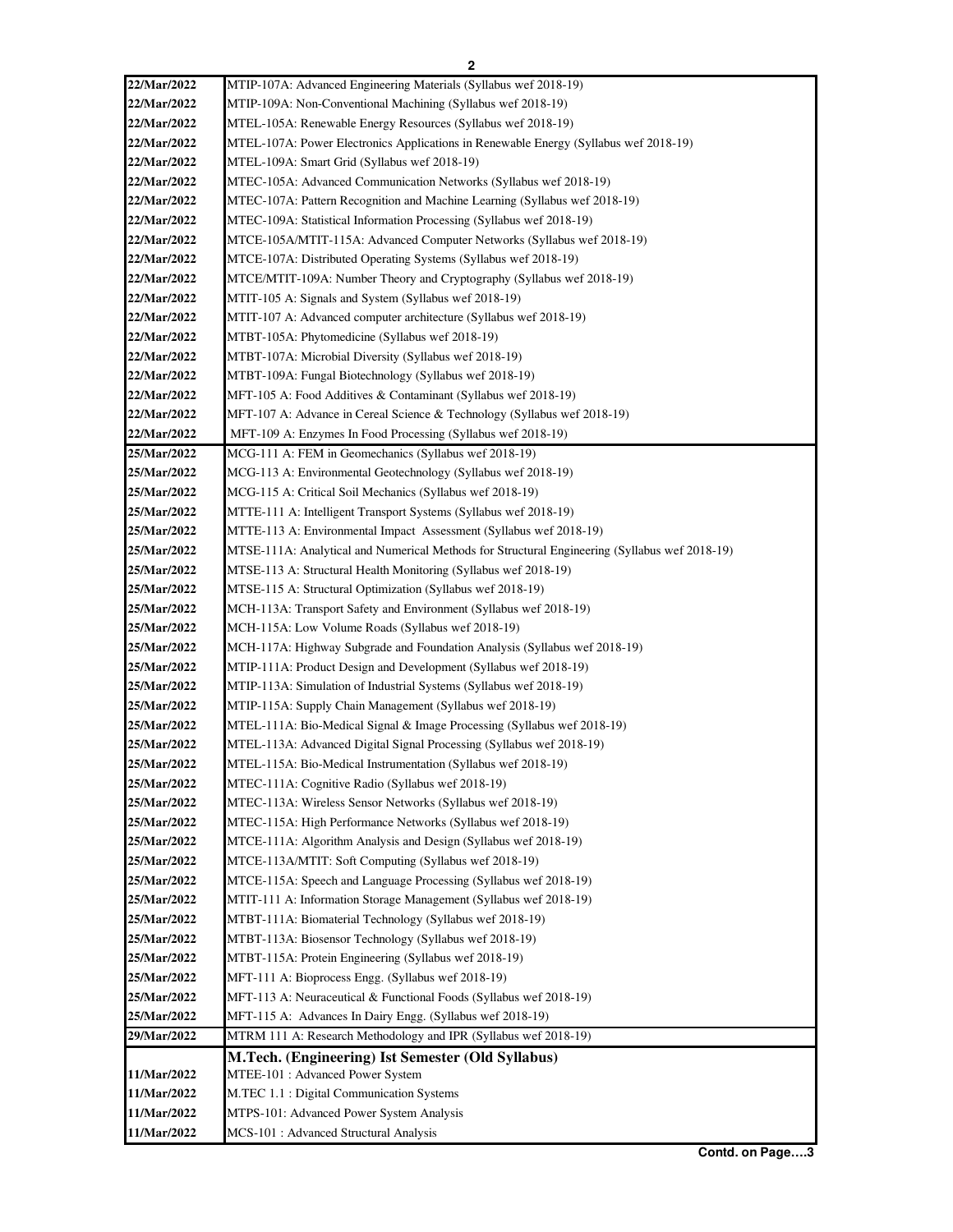| | |
|---|---|
| 22/Mar/2022 | MTIP-107A: Advanced Engineering Materials (Syllabus wef 2018-19) |
| 22/Mar/2022 | MTIP-109A: Non-Conventional Machining (Syllabus wef 2018-19) |
| 22/Mar/2022 | MTEL-105A: Renewable Energy Resources (Syllabus wef 2018-19) |
| 22/Mar/2022 | MTEL-107A: Power Electronics Applications in Renewable Energy (Syllabus wef 2018-19) |
| 22/Mar/2022 | MTEL-109A: Smart Grid (Syllabus wef 2018-19) |
| 22/Mar/2022 | MTEC-105A: Advanced Communication Networks (Syllabus wef 2018-19) |
| 22/Mar/2022 | MTEC-107A: Pattern Recognition and Machine Learning (Syllabus wef 2018-19) |
| 22/Mar/2022 | MTEC-109A: Statistical Information Processing (Syllabus wef 2018-19) |
| 22/Mar/2022 | MTCE-105A/MTIT-115A: Advanced Computer Networks (Syllabus wef 2018-19) |
| 22/Mar/2022 | MTCE-107A: Distributed Operating Systems (Syllabus wef 2018-19) |
| 22/Mar/2022 | MTCE/MTIT-109A: Number Theory and Cryptography (Syllabus wef 2018-19) |
| 22/Mar/2022 | MTIT-105 A: Signals and System (Syllabus wef 2018-19) |
| 22/Mar/2022 | MTIT-107 A: Advanced computer architecture (Syllabus wef 2018-19) |
| 22/Mar/2022 | MTBT-105A: Phytomedicine (Syllabus wef 2018-19) |
| 22/Mar/2022 | MTBT-107A: Microbial Diversity (Syllabus wef 2018-19) |
| 22/Mar/2022 | MTBT-109A: Fungal Biotechnology (Syllabus wef 2018-19) |
| 22/Mar/2022 | MFT-105 A: Food Additives & Contaminant (Syllabus wef 2018-19) |
| 22/Mar/2022 | MFT-107 A: Advance in Cereal Science & Technology (Syllabus wef 2018-19) |
| 22/Mar/2022 | MFT-109 A: Enzymes In Food Processing (Syllabus wef 2018-19) |
| 25/Mar/2022 | MCG-111 A: FEM in Geomechanics (Syllabus wef 2018-19) |
| 25/Mar/2022 | MCG-113 A: Environmental Geotechnology (Syllabus wef 2018-19) |
| 25/Mar/2022 | MCG-115 A: Critical Soil Mechanics (Syllabus wef 2018-19) |
| 25/Mar/2022 | MTTE-111 A: Intelligent Transport Systems (Syllabus wef 2018-19) |
| 25/Mar/2022 | MTTE-113 A: Environmental Impact Assessment (Syllabus wef 2018-19) |
| 25/Mar/2022 | MTSE-111A: Analytical and Numerical Methods for Structural Engineering (Syllabus wef 2018-19) |
| 25/Mar/2022 | MTSE-113 A: Structural Health Monitoring (Syllabus wef 2018-19) |
| 25/Mar/2022 | MTSE-115 A: Structural Optimization (Syllabus wef 2018-19) |
| 25/Mar/2022 | MCH-113A: Transport Safety and Environment (Syllabus wef 2018-19) |
| 25/Mar/2022 | MCH-115A: Low Volume Roads (Syllabus wef 2018-19) |
| 25/Mar/2022 | MCH-117A: Highway Subgrade and Foundation Analysis (Syllabus wef 2018-19) |
| 25/Mar/2022 | MTIP-111A: Product Design and Development (Syllabus wef 2018-19) |
| 25/Mar/2022 | MTIP-113A: Simulation of Industrial Systems (Syllabus wef 2018-19) |
| 25/Mar/2022 | MTIP-115A: Supply Chain Management (Syllabus wef 2018-19) |
| 25/Mar/2022 | MTEL-111A: Bio-Medical Signal & Image Processing (Syllabus wef 2018-19) |
| 25/Mar/2022 | MTEL-113A: Advanced Digital Signal Processing (Syllabus wef 2018-19) |
| 25/Mar/2022 | MTEL-115A: Bio-Medical Instrumentation (Syllabus wef 2018-19) |
| 25/Mar/2022 | MTEC-111A: Cognitive Radio (Syllabus wef 2018-19) |
| 25/Mar/2022 | MTEC-113A: Wireless Sensor Networks (Syllabus wef 2018-19) |
| 25/Mar/2022 | MTEC-115A: High Performance Networks (Syllabus wef 2018-19) |
| 25/Mar/2022 | MTCE-111A: Algorithm Analysis and Design (Syllabus wef 2018-19) |
| 25/Mar/2022 | MTCE-113A/MTIT: Soft Computing (Syllabus wef 2018-19) |
| 25/Mar/2022 | MTCE-115A: Speech and Language Processing (Syllabus wef 2018-19) |
| 25/Mar/2022 | MTIT-111 A: Information Storage Management (Syllabus wef 2018-19) |
| 25/Mar/2022 | MTBT-111A: Biomaterial Technology (Syllabus wef 2018-19) |
| 25/Mar/2022 | MTBT-113A: Biosensor Technology (Syllabus wef 2018-19) |
| 25/Mar/2022 | MTBT-115A: Protein Engineering (Syllabus wef 2018-19) |
| 25/Mar/2022 | MFT-111 A: Bioprocess Engg. (Syllabus wef 2018-19) |
| 25/Mar/2022 | MFT-113 A: Neuraceutical & Functional Foods (Syllabus wef 2018-19) |
| 25/Mar/2022 | MFT-115 A: Advances In Dairy Engg. (Syllabus wef 2018-19) |
| 29/Mar/2022 | MTRM 111 A: Research Methodology and IPR (Syllabus wef 2018-19) |
| | **M.Tech. (Engineering) Ist Semester (Old Syllabus)** |
| 11/Mar/2022 | MTEE-101 : Advanced Power System |
| 11/Mar/2022 | M.TEC 1.1 : Digital Communication Systems |
| 11/Mar/2022 | MTPS-101: Advanced Power System Analysis |
| 11/Mar/2022 | MCS-101 : Advanced Structural Analysis |

**Contd. on Page….3**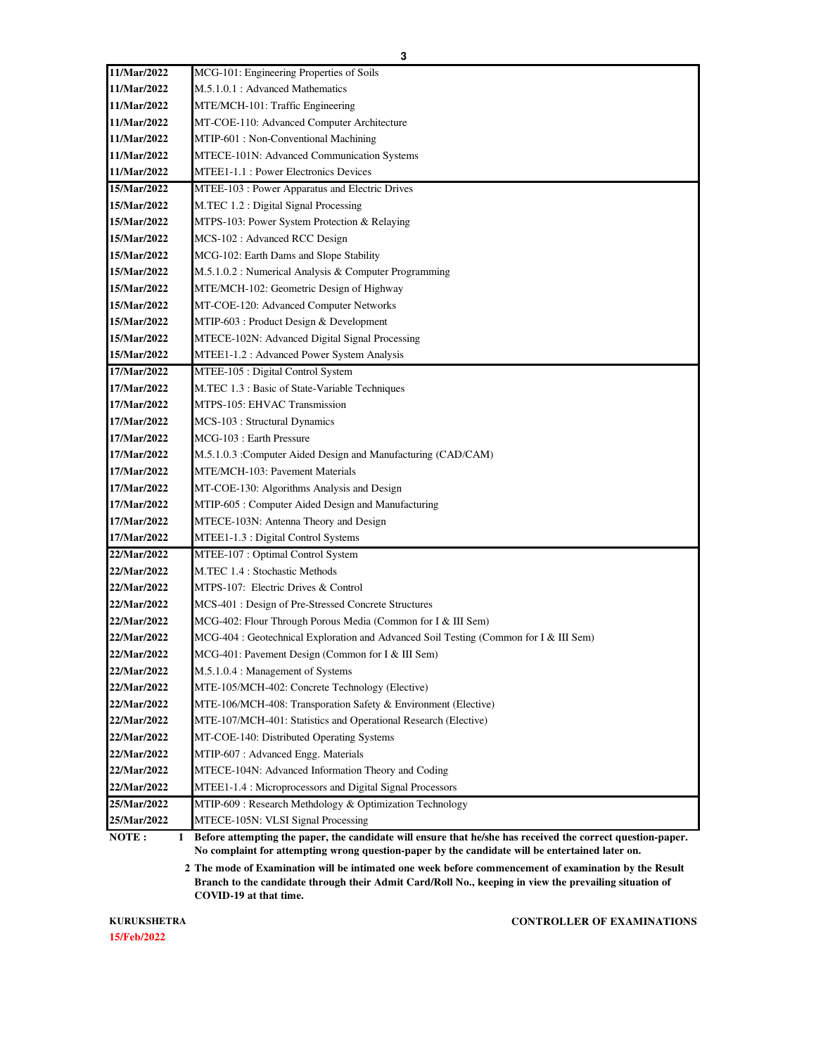| | |
|---|---|
| 11/Mar/2022 | MCG-101: Engineering Properties of Soils |
| 11/Mar/2022 | M.5.1.0.1 : Advanced Mathematics |
| 11/Mar/2022 | MTE/MCH-101: Traffic Engineering |
| 11/Mar/2022 | MT-COE-110: Advanced Computer Architecture |
| 11/Mar/2022 | MTIP-601 : Non-Conventional Machining |
| 11/Mar/2022 | MTECE-101N: Advanced Communication Systems |
| 11/Mar/2022 | MTEE1-1.1 : Power Electronics Devices |
| 15/Mar/2022 | MTEE-103 : Power Apparatus and Electric Drives |
| 15/Mar/2022 | M.TEC 1.2 : Digital Signal Processing |
| 15/Mar/2022 | MTPS-103: Power System Protection & Relaying |
| 15/Mar/2022 | MCS-102 : Advanced RCC Design |
| 15/Mar/2022 | MCG-102: Earth Dams and Slope Stability |
| 15/Mar/2022 | M.5.1.0.2 : Numerical Analysis & Computer Programming |
| 15/Mar/2022 | MTE/MCH-102: Geometric Design of Highway |
| 15/Mar/2022 | MT-COE-120: Advanced Computer Networks |
| 15/Mar/2022 | MTIP-603 : Product Design & Development |
| 15/Mar/2022 | MTECE-102N: Advanced Digital Signal Processing |
| 15/Mar/2022 | MTEE1-1.2 : Advanced Power System Analysis |
| 17/Mar/2022 | MTEE-105 : Digital Control System |
| 17/Mar/2022 | M.TEC 1.3 : Basic of State-Variable Techniques |
| 17/Mar/2022 | MTPS-105: EHVAC Transmission |
| 17/Mar/2022 | MCS-103 : Structural Dynamics |
| 17/Mar/2022 | MCG-103 : Earth Pressure |
| 17/Mar/2022 | M.5.1.0.3 :Computer Aided Design and Manufacturing (CAD/CAM) |
| 17/Mar/2022 | MTE/MCH-103: Pavement Materials |
| 17/Mar/2022 | MT-COE-130: Algorithms Analysis and Design |
| 17/Mar/2022 | MTIP-605 : Computer Aided Design and Manufacturing |
| 17/Mar/2022 | MTECE-103N: Antenna Theory and Design |
| 17/Mar/2022 | MTEE1-1.3 : Digital Control Systems |
| 22/Mar/2022 | MTEE-107 : Optimal Control System |
| 22/Mar/2022 | M.TEC 1.4 : Stochastic Methods |
| 22/Mar/2022 | MTPS-107: Electric Drives & Control |
| 22/Mar/2022 | MCS-401 : Design of Pre-Stressed Concrete Structures |
| 22/Mar/2022 | MCG-402: Flour Through Porous Media (Common for I & III Sem) |
| 22/Mar/2022 | MCG-404 : Geotechnical Exploration and Advanced Soil Testing (Common for I & III Sem) |
| 22/Mar/2022 | MCG-401: Pavement Design (Common for I & III Sem) |
| 22/Mar/2022 | M.5.1.0.4 : Management of Systems |
| 22/Mar/2022 | MTE-105/MCH-402: Concrete Technology (Elective) |
| 22/Mar/2022 | MTE-106/MCH-408: Transporation Safety & Environment (Elective) |
| 22/Mar/2022 | MTE-107/MCH-401: Statistics and Operational Research (Elective) |
| 22/Mar/2022 | MT-COE-140: Distributed Operating Systems |
| 22/Mar/2022 | MTIP-607 : Advanced Engg. Materials |
| 22/Mar/2022 | MTECE-104N: Advanced Information Theory and Coding |
| 22/Mar/2022 | MTEE1-1.4 : Microprocessors and Digital Signal Processors |
| 25/Mar/2022 | MTIP-609 : Research Methdology & Optimization Technology |
| 25/Mar/2022 | MTECE-105N: VLSI Signal Processing |

**NOTE :**

1. **Before attempting the paper, the candidate will ensure that he/she has received the correct question-paper. No complaint for attempting wrong question-paper by the candidate will be entertained later on.**
2. **The mode of Examination will be intimated one week before commencement of examination by the Result Branch to the candidate through their Admit Card/Roll No., keeping in view the prevailing situation of COVID-19 at that time.**

**KURUKSHETRA** **CONTROLLER OF EXAMINATIONS**

**15/Feb/2022**